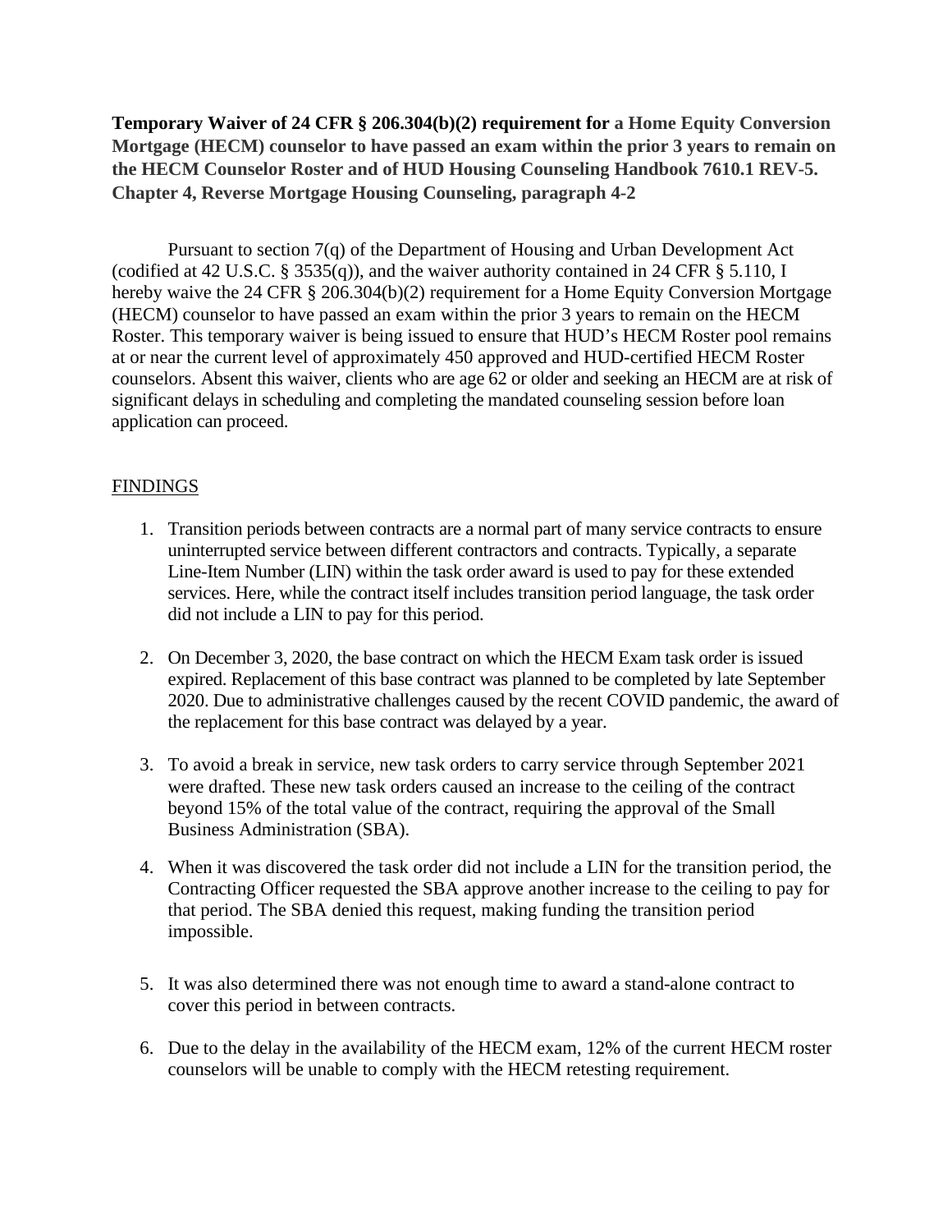**Temporary Waiver of 24 CFR § 206.304(b)(2) requirement for a Home Equity Conversion Mortgage (HECM) counselor to have passed an exam within the prior 3 years to remain on the HECM Counselor Roster and of HUD Housing Counseling Handbook 7610.1 REV-5. Chapter 4, Reverse Mortgage Housing Counseling, paragraph 4-2**

Pursuant to section 7(q) of the Department of Housing and Urban Development Act (codified at 42 U.S.C. § 3535(q)), and the waiver authority contained in 24 CFR § 5.110, I hereby waive the 24 CFR § 206.304(b)(2) requirement for a Home Equity Conversion Mortgage (HECM) counselor to have passed an exam within the prior 3 years to remain on the HECM Roster. This temporary waiver is being issued to ensure that HUD's HECM Roster pool remains at or near the current level of approximately 450 approved and HUD-certified HECM Roster counselors. Absent this waiver, clients who are age 62 or older and seeking an HECM are at risk of significant delays in scheduling and completing the mandated counseling session before loan application can proceed.

FINDINGS

1. Transition periods between contracts are a normal part of many service contracts to ensure uninterrupted service between different contractors and contracts. Typically, a separate Line-Item Number (LIN) within the task order award is used to pay for these extended services. Here, while the contract itself includes transition period language, the task order did not include a LIN to pay for this period.

2. On December 3, 2020, the base contract on which the HECM Exam task order is issued expired. Replacement of this base contract was planned to be completed by late September 2020. Due to administrative challenges caused by the recent COVID pandemic, the award of the replacement for this base contract was delayed by a year.

3. To avoid a break in service, new task orders to carry service through September 2021 were drafted. These new task orders caused an increase to the ceiling of the contract beyond 15% of the total value of the contract, requiring the approval of the Small Business Administration (SBA).

4. When it was discovered the task order did not include a LIN for the transition period, the Contracting Officer requested the SBA approve another increase to the ceiling to pay for that period. The SBA denied this request, making funding the transition period impossible.

5. It was also determined there was not enough time to award a stand-alone contract to cover this period in between contracts.

6. Due to the delay in the availability of the HECM exam, 12% of the current HECM roster counselors will be unable to comply with the HECM retesting requirement.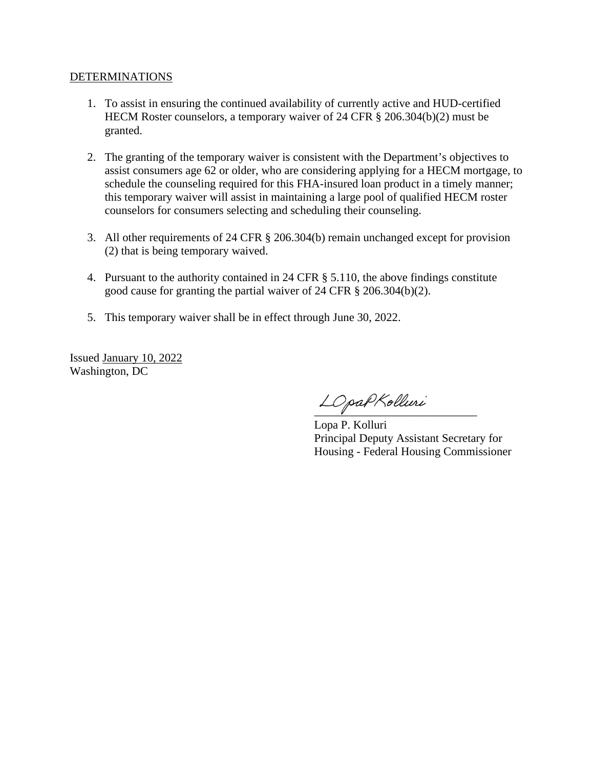DETERMINATIONS

1. To assist in ensuring the continued availability of currently active and HUD-certified HECM Roster counselors, a temporary waiver of 24 CFR § 206.304(b)(2) must be granted.

2. The granting of the temporary waiver is consistent with the Department's objectives to assist consumers age 62 or older, who are considering applying for a HECM mortgage, to schedule the counseling required for this FHA-insured loan product in a timely manner; this temporary waiver will assist in maintaining a large pool of qualified HECM roster counselors for consumers selecting and scheduling their counseling.

3. All other requirements of 24 CFR § 206.304(b) remain unchanged except for provision (2) that is being temporary waived.

4. Pursuant to the authority contained in 24 CFR § 5.110, the above findings constitute good cause for granting the partial waiver of 24 CFR § 206.304(b)(2).

5. This temporary waiver shall be in effect through June 30, 2022.

Issued January 10, 2022
Washington, DC

LOpaPKolluri

Lopa P. Kolluri
Principal Deputy Assistant Secretary for
Housing - Federal Housing Commissioner